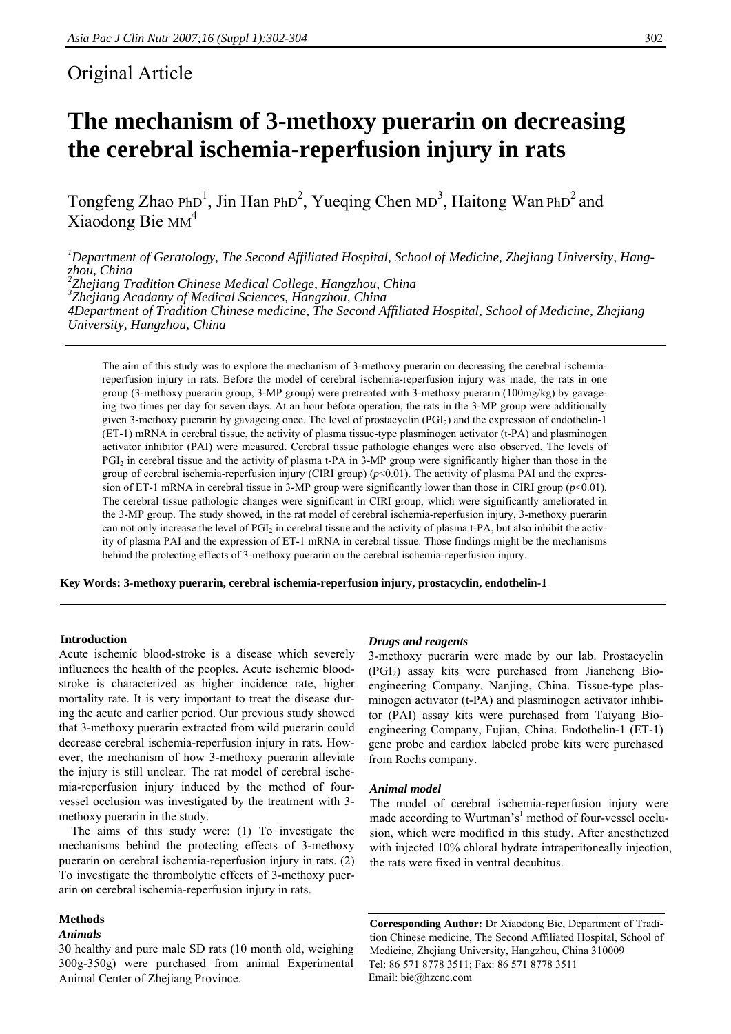Original Article

# The mechanism of 3-methoxy puerarin on decreasing the cerebral ischemia-reperfusion injury in rats

Tongfeng Zhao PhD[1], Jin Han PhD[2], Yueqing Chen MD[3], Haitong Wan PhD[2] and Xiaodong Bie MM[4]

*[1]Department of Geratology, The Second Affiliated Hospital, School of Medicine, Zhejiang University, Hangzhou, China*
*[2]Zhejiang Tradition Chinese Medical College, Hangzhou, China*
*[3]Zhejiang Acadamy of Medical Sciences, Hangzhou, China*
*4Department of Tradition Chinese medicine, The Second Affiliated Hospital, School of Medicine, Zhejiang University, Hangzhou, China*

The aim of this study was to explore the mechanism of 3-methoxy puerarin on decreasing the cerebral ischemia-reperfusion injury in rats. Before the model of cerebral ischemia-reperfusion injury was made, the rats in one group (3-methoxy puerarin group, 3-MP group) were pretreated with 3-methoxy puerarin (100mg/kg) by gavageing two times per day for seven days. At an hour before operation, the rats in the 3-MP group were additionally given 3-methoxy puerarin by gavageing once. The level of prostacyclin ($PGI_2$) and the expression of endothelin-1 (ET-1) mRNA in cerebral tissue, the activity of plasma tissue-type plasminogen activator (t-PA) and plasminogen activator inhibitor (PAI) were measured. Cerebral tissue pathologic changes were also observed. The levels of $PGI_2$ in cerebral tissue and the activity of plasma t-PA in 3-MP group were significantly higher than those in the group of cerebral ischemia-reperfusion injury (CIRI group) ($p<0.01$). The activity of plasma PAI and the expression of ET-1 mRNA in cerebral tissue in 3-MP group were significantly lower than those in CIRI group ($p<0.01$). The cerebral tissue pathologic changes were significant in CIRI group, which were significantly ameliorated in the 3-MP group. The study showed, in the rat model of cerebral ischemia-reperfusion injury, 3-methoxy puerarin can not only increase the level of $PGI_2$ in cerebral tissue and the activity of plasma t-PA, but also inhibit the activity of plasma PAI and the expression of ET-1 mRNA in cerebral tissue. Those findings might be the mechanisms behind the protecting effects of 3-methoxy puerarin on the cerebral ischemia-reperfusion injury.

**Key Words: 3-methoxy puerarin, cerebral ischemia-reperfusion injury, prostacyclin, endothelin-1**

## Introduction

Acute ischemic blood-stroke is a disease which severely influences the health of the peoples. Acute ischemic blood-stroke is characterized as higher incidence rate, higher mortality rate. It is very important to treat the disease during the acute and earlier period. Our previous study showed that 3-methoxy puerarin extracted from wild puerarin could decrease cerebral ischemia-reperfusion injury in rats. However, the mechanism of how 3-methoxy puerarin alleviate the injury is still unclear. The rat model of cerebral ischemia-reperfusion injury induced by the method of four-vessel occlusion was investigated by the treatment with 3-methoxy puerarin in the study.

The aims of this study were: (1) To investigate the mechanisms behind the protecting effects of 3-methoxy puerarin on cerebral ischemia-reperfusion injury in rats. (2) To investigate the thrombolytic effects of 3-methoxy puerarin on cerebral ischemia-reperfusion injury in rats.

## Methods

### *Animals*

30 healthy and pure male SD rats (10 month old, weighing 300g-350g) were purchased from animal Experimental Animal Center of Zhejiang Province.

### *Drugs and reagents*

3-methoxy puerarin were made by our lab. Prostacyclin ($PGI_2$) assay kits were purchased from Jiancheng Bioengineering Company, Nanjing, China. Tissue-type plasminogen activator (t-PA) and plasminogen activator inhibitor (PAI) assay kits were purchased from Taiyang Bioengineering Company, Fujian, China. Endothelin-1 (ET-1) gene probe and cardiox labeled probe kits were purchased from Rochs company.

### *Animal model*

The model of cerebral ischemia-reperfusion injury were made according to Wurtman's[1] method of four-vessel occlusion, which were modified in this study. After anesthetized with injected 10% chloral hydrate intraperitoneally injection, the rats were fixed in ventral decubitus.

**Corresponding Author:** Dr Xiaodong Bie, Department of Tradition Chinese medicine, The Second Affiliated Hospital, School of Medicine, Zhejiang University, Hangzhou, China 310009
Tel: 86 571 8778 3511; Fax: 86 571 8778 3511
Email: bie@hzcnc.com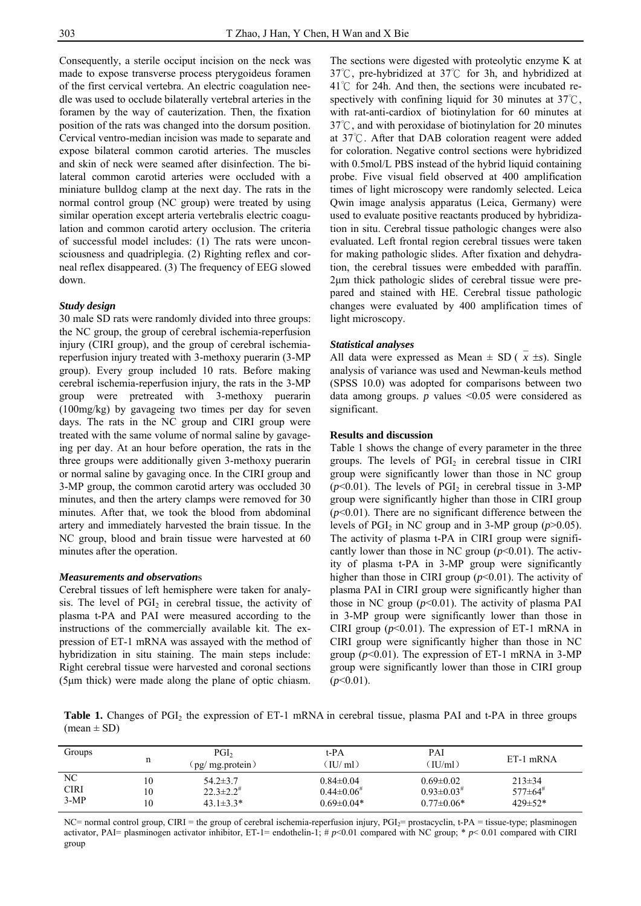Consequently, a sterile occiput incision on the neck was made to expose transverse process pterygoideus foramen of the first cervical vertebra. An electric coagulation needle was used to occlude bilaterally vertebral arteries in the foramen by the way of cauterization. Then, the fixation position of the rats was changed into the dorsum position. Cervical ventro-median incision was made to separate and expose bilateral common carotid arteries. The muscles and skin of neck were seamed after disinfection. The bilateral common carotid arteries were occluded with a miniature bulldog clamp at the next day. The rats in the normal control group (NC group) were treated by using similar operation except arteria vertebralis electric coagulation and common carotid artery occlusion. The criteria of successful model includes: (1) The rats were unconsciousness and quadriplegia. (2) Righting reflex and corneal reflex disappeared. (3) The frequency of EEG slowed down.

### *Study design*

30 male SD rats were randomly divided into three groups: the NC group, the group of cerebral ischemia-reperfusion injury (CIRI group), and the group of cerebral ischemia-reperfusion injury treated with 3-methoxy puerarin (3-MP group). Every group included 10 rats. Before making cerebral ischemia-reperfusion injury, the rats in the 3-MP group were pretreated with 3-methoxy puerarin (100mg/kg) by gavageing two times per day for seven days. The rats in the NC group and CIRI group were treated with the same volume of normal saline by gavageing per day. At an hour before operation, the rats in the three groups were additionally given 3-methoxy puerarin or normal saline by gavaging once. In the CIRI group and 3-MP group, the common carotid artery was occluded 30 minutes, and then the artery clamps were removed for 30 minutes. After that, we took the blood from abdominal artery and immediately harvested the brain tissue. In the NC group, blood and brain tissue were harvested at 60 minutes after the operation.

### *Measurements and observations*

Cerebral tissues of left hemisphere were taken for analysis. The level of $PGI_2$ in cerebral tissue, the activity of plasma t-PA and PAI were measured according to the instructions of the commercially available kit. The expression of ET-1 mRNA was assayed with the method of hybridization in situ staining. The main steps include: Right cerebral tissue were harvested and coronal sections (5μm thick) were made along the plane of optic chiasm. The sections were digested with proteolytic enzyme K at 37℃, pre-hybridized at 37℃ for 3h, and hybridized at 41℃ for 24h. And then, the sections were incubated respectively with confining liquid for 30 minutes at 37℃, with rat-anti-cardiox of biotinylation for 60 minutes at 37℃, and with peroxidase of biotinylation for 20 minutes at 37℃. After that DAB coloration reagent were added for coloration. Negative control sections were hybridized with 0.5mol/L PBS instead of the hybrid liquid containing probe. Five visual field observed at 400 amplification times of light microscopy were randomly selected. Leica Qwin image analysis apparatus (Leica, Germany) were used to evaluate positive reactants produced by hybridization in situ. Cerebral tissue pathologic changes were also evaluated. Left frontal region cerebral tissues were taken for making pathologic slides. After fixation and dehydration, the cerebral tissues were embedded with paraffin. 2μm thick pathologic slides of cerebral tissue were prepared and stained with HE. Cerebral tissue pathologic changes were evaluated by 400 amplification times of light microscopy.

### *Statistical analyses*

All data were expressed as Mean ± SD ( $\bar{x} \pm s$). Single analysis of variance was used and Newman-keuls method (SPSS 10.0) was adopted for comparisons between two data among groups. $p$ values <0.05 were considered as significant.

### **Results and discussion**

Table 1 shows the change of every parameter in the three groups. The levels of $PGI_2$ in cerebral tissue in CIRI group were significantly lower than those in NC group ($p<0.01$). The levels of $PGI_2$ in cerebral tissue in 3-MP group were significantly higher than those in CIRI group ($p<0.01$). There are no significant difference between the levels of $PGI_2$ in NC group and in 3-MP group ($p>0.05$). The activity of plasma t-PA in CIRI group were significantly lower than those in NC group ($p<0.01$). The activity of plasma t-PA in 3-MP group were significantly higher than those in CIRI group ($p<0.01$). The activity of plasma PAI in CIRI group were significantly higher than those in NC group ($p<0.01$). The activity of plasma PAI in 3-MP group were significantly lower than those in CIRI group ($p<0.01$). The expression of ET-1 mRNA in CIRI group were significantly higher than those in NC group ($p<0.01$). The expression of ET-1 mRNA in 3-MP group were significantly lower than those in CIRI group ($p<0.01$).

**Table 1.** Changes of $PGI_2$ the expression of ET-1 mRNA in cerebral tissue, plasma PAI and t-PA in three groups (mean ± SD)

| Groups | n | $PGI_2$ (pg/ mg.protein) | t-PA (IU/ ml) | PAI (IU/ml) | ET-1 mRNA |
|---|---|---|---|---|---|
| NC | 10 | 54.2±3.7 | 0.84±0.04 | 0.69±0.02 | 213±34 |
| CIRI | 10 | 22.3±2.2# | 0.44±0.06# | 0.93±0.03# | 577±64# |
| 3-MP | 10 | 43.1±3.3* | 0.69±0.04* | 0.77±0.06* | 429±52* |

NC= normal control group, CIRI = the group of cerebral ischemia-reperfusion injury, $PGI_2$= prostacyclin, t-PA = tissue-type; plasminogen activator, PAI= plasminogen activator inhibitor, ET-1= endothelin-1; # $p<0.01$ compared with NC group; * $p<0.01$ compared with CIRI group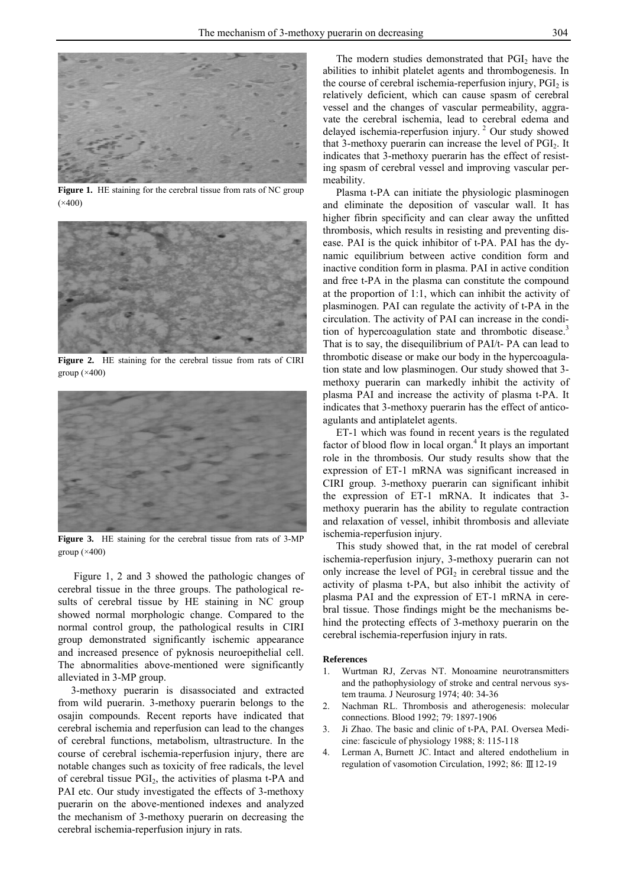Figure 1. HE staining for the cerebral tissue from rats of NC group (×400)

Figure 2. HE staining for the cerebral tissue from rats of CIRI group (×400)

Figure 3. HE staining for the cerebral tissue from rats of 3-MP group (×400)

Figure 1, 2 and 3 showed the pathologic changes of cerebral tissue in the three groups. The pathological results of cerebral tissue by HE staining in NC group showed normal morphologic change. Compared to the normal control group, the pathological results in CIRI group demonstrated significantly ischemic appearance and increased presence of pyknosis neuroepithelial cell. The abnormalities above-mentioned were significantly alleviated in 3-MP group.

3-methoxy puerarin is disassociated and extracted from wild puerarin. 3-methoxy puerarin belongs to the osajin compounds. Recent reports have indicated that cerebral ischemia and reperfusion can lead to the changes of cerebral functions, metabolism, ultrastructure. In the course of cerebral ischemia-reperfusion injury, there are notable changes such as toxicity of free radicals, the level of cerebral tissue $PGI_2$, the activities of plasma t-PA and PAI etc. Our study investigated the effects of 3-methoxy puerarin on the above-mentioned indexes and analyzed the mechanism of 3-methoxy puerarin on decreasing the cerebral ischemia-reperfusion injury in rats.

The modern studies demonstrated that $PGI_2$ have the abilities to inhibit platelet agents and thrombogenesis. In the course of cerebral ischemia-reperfusion injury, $PGI_2$ is relatively deficient, which can cause spasm of cerebral vessel and the changes of vascular permeability, aggravate the cerebral ischemia, lead to cerebral edema and delayed ischemia-reperfusion injury. [2] Our study showed that 3-methoxy puerarin can increase the level of $PGI_2$. It indicates that 3-methoxy puerarin has the effect of resisting spasm of cerebral vessel and improving vascular permeability.

Plasma t-PA can initiate the physiologic plasminogen and eliminate the deposition of vascular wall. It has higher fibrin specificity and can clear away the unfitted thrombosis, which results in resisting and preventing disease. PAI is the quick inhibitor of t-PA. PAI has the dynamic equilibrium between active condition form and inactive condition form in plasma. PAI in active condition and free t-PA in the plasma can constitute the compound at the proportion of 1:1, which can inhibit the activity of plasminogen. PAI can regulate the activity of t-PA in the circulation. The activity of PAI can increase in the condition of hypercoagulation state and thrombotic disease.[3] That is to say, the disequilibrium of PAI/t- PA can lead to thrombotic disease or make our body in the hypercoagulation state and low plasminogen. Our study showed that 3-methoxy puerarin can markedly inhibit the activity of plasma PAI and increase the activity of plasma t-PA. It indicates that 3-methoxy puerarin has the effect of anticoagulants and antiplatelet agents.

ET-1 which was found in recent years is the regulated factor of blood flow in local organ.[4] It plays an important role in the thrombosis. Our study results show that the expression of ET-1 mRNA was significant increased in CIRI group. 3-methoxy puerarin can significant inhibit the expression of ET-1 mRNA. It indicates that 3-methoxy puerarin has the ability to regulate contraction and relaxation of vessel, inhibit thrombosis and alleviate ischemia-reperfusion injury.

This study showed that, in the rat model of cerebral ischemia-reperfusion injury, 3-methoxy puerarin can not only increase the level of $PGI_2$ in cerebral tissue and the activity of plasma t-PA, but also inhibit the activity of plasma PAI and the expression of ET-1 mRNA in cerebral tissue. Those findings might be the mechanisms behind the protecting effects of 3-methoxy puerarin on the cerebral ischemia-reperfusion injury in rats.

### References

1. Wurtman RJ, Zervas NT. Monoamine neurotransmitters and the pathophysiology of stroke and central nervous system trauma. J Neurosurg 1974; 40: 34-36
2. Nachman RL. Thrombosis and atherogenesis: molecular connections. Blood 1992; 79: 1897-1906
3. Ji Zhao. The basic and clinic of t-PA, PAI. Oversea Medicine: fascicule of physiology 1988; 8: 115-118
4. Lerman A, Burnett JC. Intact and altered endothelium in regulation of vasomotion Circulation, 1992; 86: Ⅲ12-19